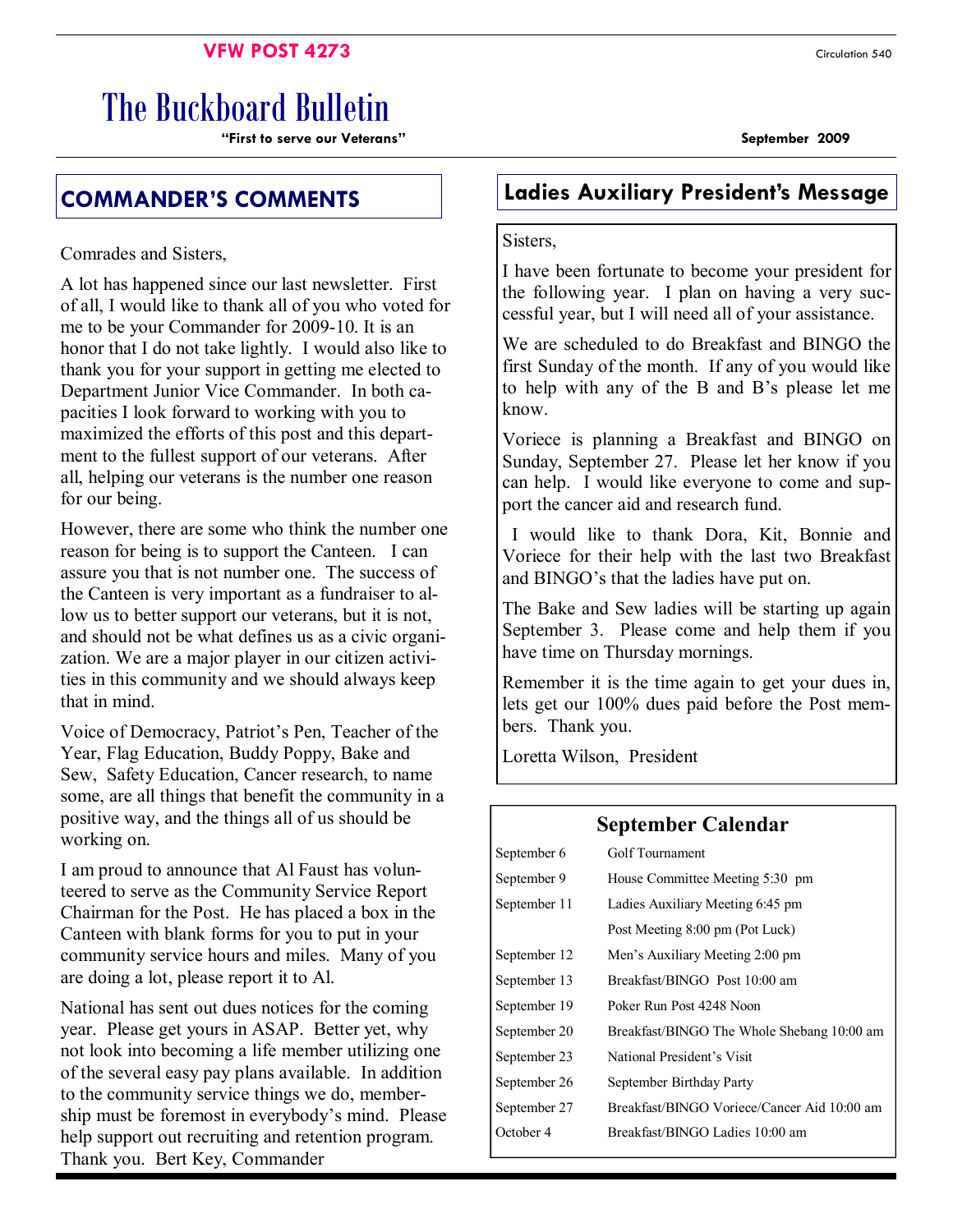VFW POST 4273

Circulation 540

# The Buckboard Bulletin

**"First to serve our Veterans"**

**September 2009**

## COMMANDER'S COMMENTS

Comrades and Sisters,

A lot has happened since our last newsletter. First of all, I would like to thank all of you who voted for me to be your Commander for 2009-10. It is an honor that I do not take lightly. I would also like to thank you for your support in getting me elected to Department Junior Vice Commander. In both capacities I look forward to working with you to maximized the efforts of this post and this department to the fullest support of our veterans. After all, helping our veterans is the number one reason for our being.

However, there are some who think the number one reason for being is to support the Canteen. I can assure you that is not number one. The success of the Canteen is very important as a fundraiser to allow us to better support our veterans, but it is not, and should not be what defines us as a civic organization. We are a major player in our citizen activities in this community and we should always keep that in mind.

Voice of Democracy, Patriot's Pen, Teacher of the Year, Flag Education, Buddy Poppy, Bake and Sew, Safety Education, Cancer research, to name some, are all things that benefit the community in a positive way, and the things all of us should be working on.

I am proud to announce that Al Faust has volunteered to serve as the Community Service Report Chairman for the Post. He has placed a box in the Canteen with blank forms for you to put in your community service hours and miles. Many of you are doing a lot, please report it to Al.

National has sent out dues notices for the coming year. Please get yours in ASAP. Better yet, why not look into becoming a life member utilizing one of the several easy pay plans available. In addition to the community service things we do, membership must be foremost in everybody's mind. Please help support out recruiting and retention program. Thank you. Bert Key, Commander

## Ladies Auxiliary President's Message

Sisters,

I have been fortunate to become your president for the following year. I plan on having a very successful year, but I will need all of your assistance.

We are scheduled to do Breakfast and BINGO the first Sunday of the month. If any of you would like to help with any of the B and B's please let me know.

Voriece is planning a Breakfast and BINGO on Sunday, September 27. Please let her know if you can help. I would like everyone to come and support the cancer aid and research fund.

I would like to thank Dora, Kit, Bonnie and Voriece for their help with the last two Breakfast and BINGO's that the ladies have put on.

The Bake and Sew ladies will be starting up again September 3. Please come and help them if you have time on Thursday mornings.

Remember it is the time again to get your dues in, lets get our 100% dues paid before the Post members. Thank you.

Loretta Wilson, President

## September Calendar

| Date | Event |
|---|---|
| September 6 | Golf Tournament |
| September 9 | House Committee Meeting 5:30 pm |
| September 11 | Ladies Auxiliary Meeting 6:45 pm |
| | Post Meeting 8:00 pm (Pot Luck) |
| September 12 | Men's Auxiliary Meeting 2:00 pm |
| September 13 | Breakfast/BINGO Post 10:00 am |
| September 19 | Poker Run Post 4248 Noon |
| September 20 | Breakfast/BINGO The Whole Shebang 10:00 am |
| September 23 | National President's Visit |
| September 26 | September Birthday Party |
| September 27 | Breakfast/BINGO Voriece/Cancer Aid 10:00 am |
| October 4 | Breakfast/BINGO Ladies 10:00 am |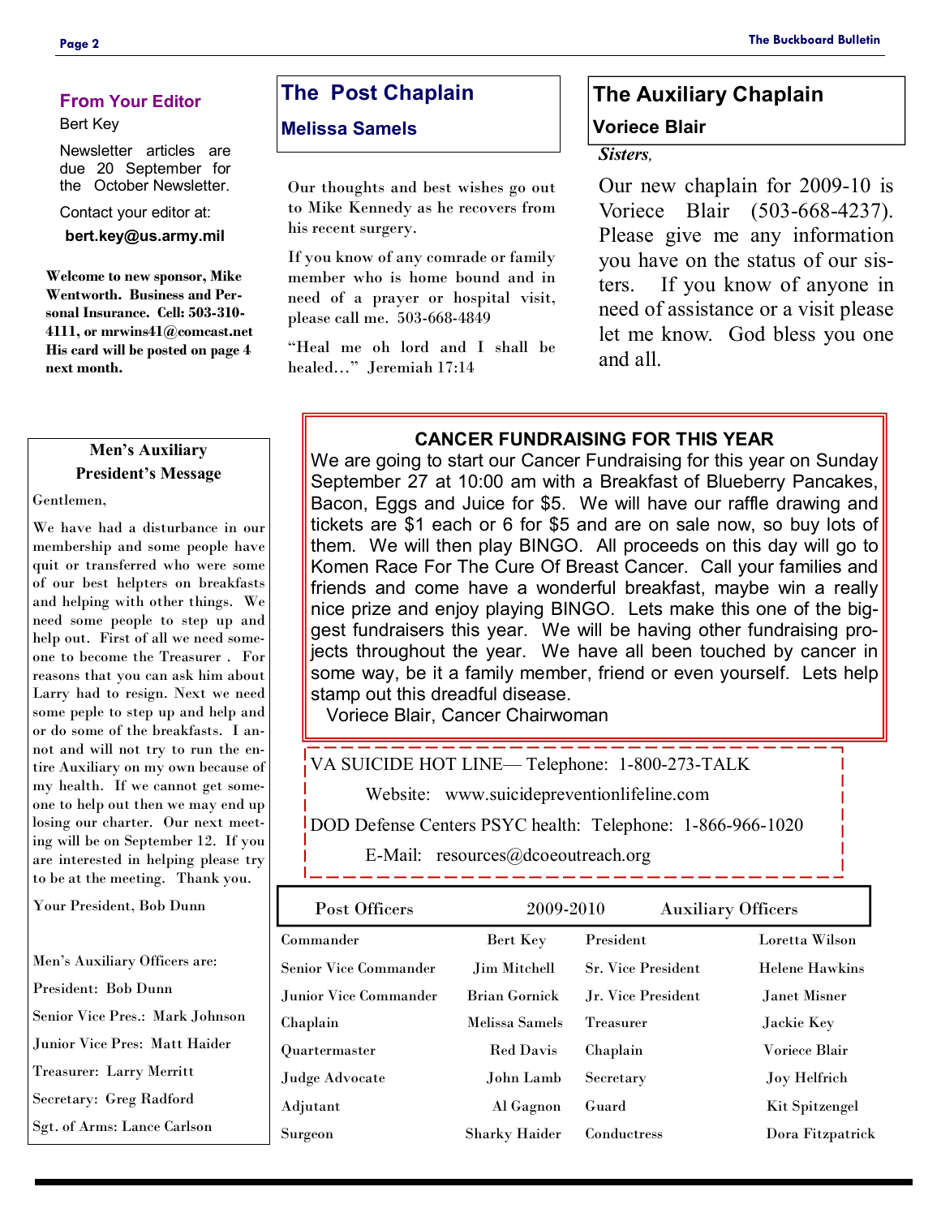## From Your Editor

Bert Key

Newsletter articles are due 20 September for the October Newsletter.

Contact your editor at:

**bert.key@us.army.mil**

**Welcome to new sponsor, Mike Wentworth. Business and Personal Insurance. Cell: 503-310-4111, or mrwins41@comcast.net His card will be posted on page 4 next month.**

## The Post Chaplain

### Melissa Samels

Our thoughts and best wishes go out to Mike Kennedy as he recovers from his recent surgery.

If you know of any comrade or family member who is home bound and in need of a prayer or hospital visit, please call me. 503-668-4849

"Heal me oh lord and I shall be healed…" Jeremiah 17:14

## The Auxiliary Chaplain

### Voriece Blair

***Sisters,***

Our new chaplain for 2009-10 is Voriece Blair (503-668-4237). Please give me any information you have on the status of our sisters. If you know of anyone in need of assistance or a visit please let me know. God bless you one and all.

## Men's Auxiliary President's Message

Gentlemen,

We have had a disturbance in our membership and some people have quit or transferred who were some of our best helpters on breakfasts and helping with other things. We need some people to step up and help out. First of all we need someone to become the Treasurer . For reasons that you can ask him about Larry had to resign. Next we need some peple to step up and help and or do some of the breakfasts. I annot and will not try to run the entire Auxiliary on my own because of my health. If we cannot get someone to help out then we may end up losing our charter. Our next meeting will be on September 12. If you are interested in helping please try to be at the meeting. Thank you.

Your President, Bob Dunn

Men's Auxiliary Officers are:

President: Bob Dunn

Senior Vice Pres.: Mark Johnson

Junior Vice Pres: Matt Haider

Treasurer: Larry Merritt

Secretary: Greg Radford

Sgt. of Arms: Lance Carlson

## CANCER FUNDRAISING FOR THIS YEAR

We are going to start our Cancer Fundraising for this year on Sunday September 27 at 10:00 am with a Breakfast of Blueberry Pancakes, Bacon, Eggs and Juice for $5. We will have our raffle drawing and tickets are $1 each or 6 for $5 and are on sale now, so buy lots of them. We will then play BINGO. All proceeds on this day will go to Komen Race For The Cure Of Breast Cancer. Call your families and friends and come have a wonderful breakfast, maybe win a really nice prize and enjoy playing BINGO. Lets make this one of the biggest fundraisers this year. We will be having other fundraising projects throughout the year. We have all been touched by cancer in some way, be it a family member, friend or even yourself. Lets help stamp out this dreadful disease.

Voriece Blair, Cancer Chairwoman

VA SUICIDE HOT LINE— Telephone: 1-800-273-TALK

Website: www.suicidepreventionlifeline.com

DOD Defense Centers PSYC health: Telephone: 1-866-966-1020

E-Mail: resources@dcoeoutreach.org

| Post Officers | 2009-2010 | Auxiliary Officers | |
|---|---|---|---|
| Commander | Bert Key | President | Loretta Wilson |
| Senior Vice Commander | Jim Mitchell | Sr. Vice President | Helene Hawkins |
| Junior Vice Commander | Brian Gornick | Jr. Vice President | Janet Misner |
| Chaplain | Melissa Samels | Treasurer | Jackie Key |
| Quartermaster | Red Davis | Chaplain | Voriece Blair |
| Judge Advocate | John Lamb | Secretary | Joy Helfrich |
| Adjutant | Al Gagnon | Guard | Kit Spitzengel |
| Surgeon | Sharky Haider | Conductress | Dora Fitzpatrick |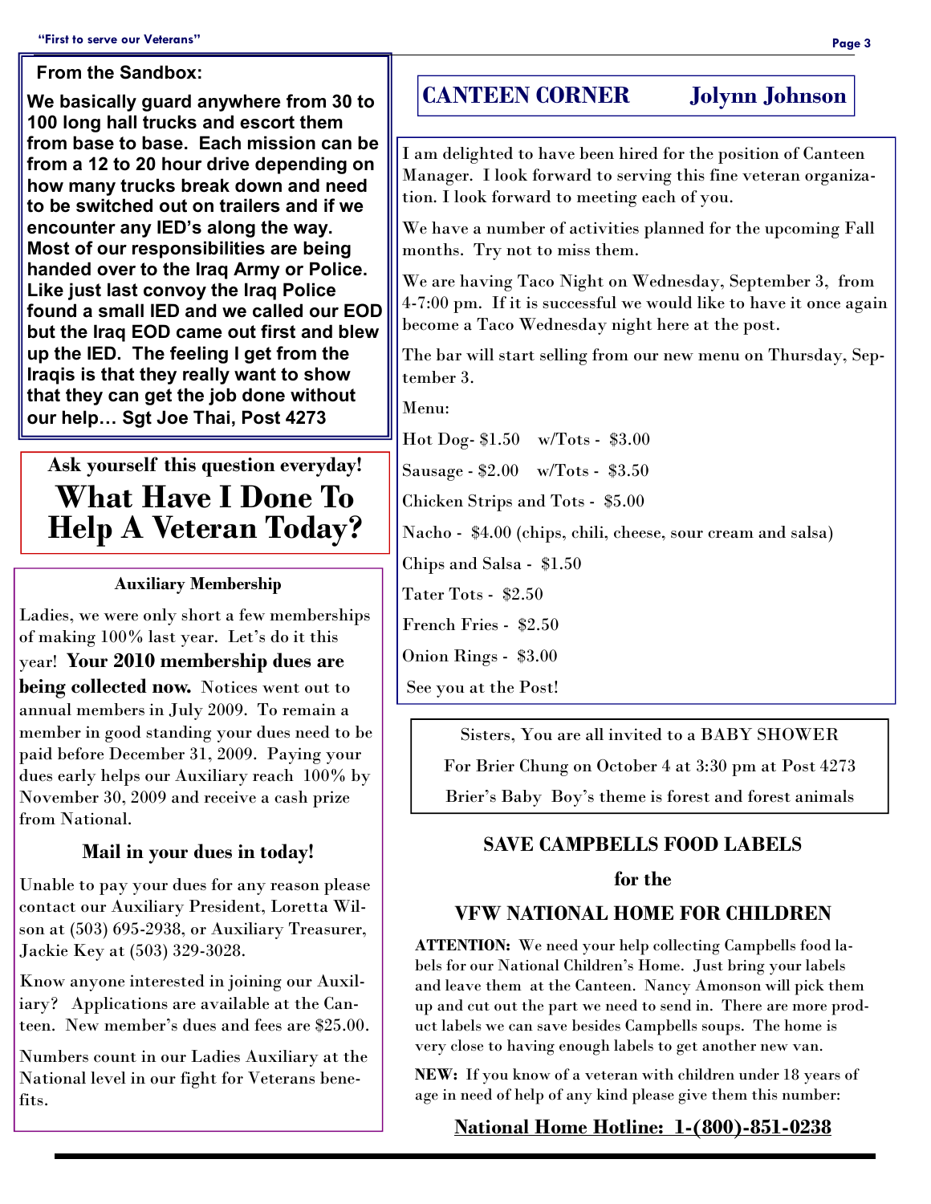## From the Sandbox:

**We basically guard anywhere from 30 to 100 long hall trucks and escort them from base to base. Each mission can be from a 12 to 20 hour drive depending on how many trucks break down and need to be switched out on trailers and if we encounter any IED's along the way. Most of our responsibilities are being handed over to the Iraq Army or Police. Like just last convoy the Iraq Police found a small IED and we called our EOD but the Iraq EOD came out first and blew up the IED. The feeling I get from the Iraqis is that they really want to show that they can get the job done without our help… Sgt Joe Thai, Post 4273**

**Ask yourself this question everyday!**

# What Have I Done To Help A Veteran Today?

### Auxiliary Membership

Ladies, we were only short a few memberships of making 100% last year. Let's do it this year! **Your 2010 membership dues are being collected now.** Notices went out to annual members in July 2009. To remain a member in good standing your dues need to be paid before December 31, 2009. Paying your dues early helps our Auxiliary reach 100% by November 30, 2009 and receive a cash prize from National.

**Mail in your dues in today!**

Unable to pay your dues for any reason please contact our Auxiliary President, Loretta Wilson at (503) 695-2938, or Auxiliary Treasurer, Jackie Key at (503) 329-3028.

Know anyone interested in joining our Auxiliary? Applications are available at the Canteen. New member's dues and fees are $25.00.

Numbers count in our Ladies Auxiliary at the National level in our fight for Veterans benefits.

## CANTEEN CORNER — Jolynn Johnson

I am delighted to have been hired for the position of Canteen Manager. I look forward to serving this fine veteran organization. I look forward to meeting each of you.

We have a number of activities planned for the upcoming Fall months. Try not to miss them.

We are having Taco Night on Wednesday, September 3, from 4-7:00 pm. If it is successful we would like to have it once again become a Taco Wednesday night here at the post.

The bar will start selling from our new menu on Thursday, September 3.

Menu:

Hot Dog- $1.50 w/Tots - $3.00

Sausage - $2.00 w/Tots - $3.50

Chicken Strips and Tots - $5.00

Nacho - $4.00 (chips, chili, cheese, sour cream and salsa)

Chips and Salsa - $1.50

Tater Tots - $2.50

French Fries - $2.50

Onion Rings - $3.00

See you at the Post!

Sisters, You are all invited to a BABY SHOWER

For Brier Chung on October 4 at 3:30 pm at Post 4273

Brier's Baby Boy's theme is forest and forest animals

### SAVE CAMPBELLS FOOD LABELS for the VFW NATIONAL HOME FOR CHILDREN

**ATTENTION:** We need your help collecting Campbells food labels for our National Children's Home. Just bring your labels and leave them at the Canteen. Nancy Amonson will pick them up and cut out the part we need to send in. There are more product labels we can save besides Campbells soups. The home is very close to having enough labels to get another new van.

**NEW:** If you know of a veteran with children under 18 years of age in need of help of any kind please give them this number:

**National Home Hotline: 1-(800)-851-0238**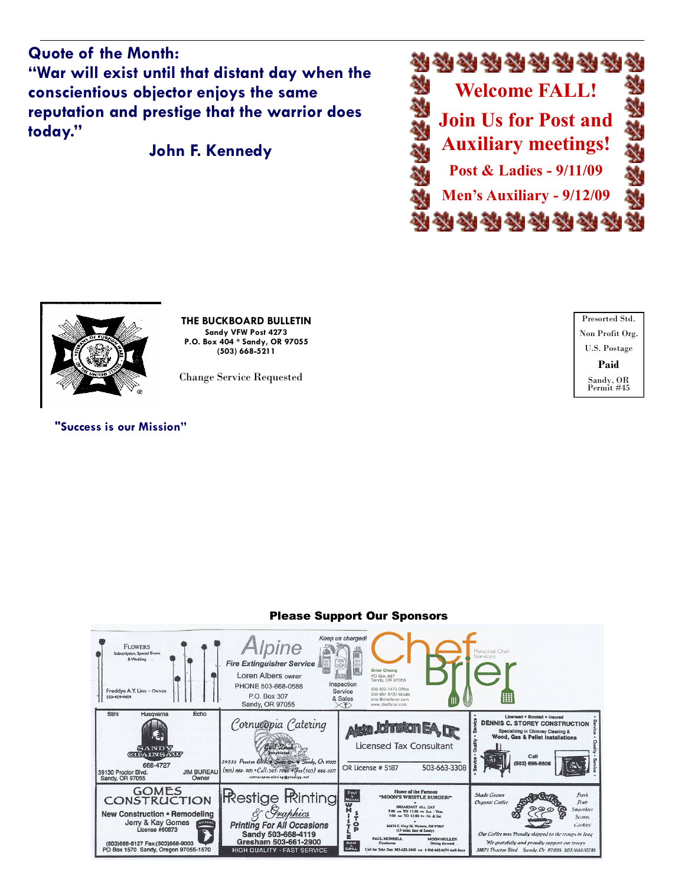**Quote of the Month:**
**"War will exist until that distant day when the conscientious objector enjoys the same reputation and prestige that the warrior does today."**

**John F. Kennedy**

**Welcome FALL!**

**Join Us for Post and Auxiliary meetings!**

**Post & Ladies - 9/11/09**

**Men's Auxiliary - 9/12/09**

**THE BUCKBOARD BULLETIN**
Sandy VFW Post 4273
P.O. Box 404 * Sandy, OR 97055
(503) 668-5211

Change Service Requested

Presorted Std.
Non Profit Org.
U.S. Postage
**Paid**
Sandy, OR
Permit #45

**"Success is our Mission"**

## Please Support Our Sponsors

FLOWERS
Subscription, Special Event & Wedding
Freddye A.Y. Lins ~ Owner
503-459-9459

Alpine
Fire Extinguisher Service
Keep us charged!
Loren Albers owner
PHONE 503-668-0588
P.O. Box 307
Sandy, OR 97055
Inspection Service & Sales

Chef Brier
Personal Chef Services
Brier Chung
PO Box 487
Sandy, OR 97055
503-622-1470-Office
503-887-9700-Mobile
brier@chefbrier.com
www.chefbrier.com

Stihl Husqvarna Echo
SANDY CHAINSAW
668-4727
39130 Proctor Blvd.
Sandy, OR 97055
JIM BUREAU Owner

Cornucopia Catering
Gail Zinck proprietor
39332 Proctor Blvd. Sandy, Or 97055
(503) 668-9171 • Cell: 307-7980 • Fax (503) 668-1077
cornucopiacatering@prodigy.net

Aleta Johnston EA, LLC
Licensed Tax Consultant
OR License # 5187
503-663-3308

Licensed • Bonded • Insured
DENNIS C. STOREY CONSTRUCTION
Specializing in Chimney Cleaning & Wood, Gas & Pellet Installations
Call (503) 695-5506
Service • Quality • Service

GOMES CONSTRUCTION
New Construction • Remodeling
Jerry & Kay Gomes
License #60873
(503)668-6127 Fax:(503)668-9003
PO Box 1570 Sandy, Oregon 97055-1570

Prestige Printing & Graphics
Printing For All Occasions
Sandy 503-668-4119
Gresham 503-661-2900
HIGH QUALITY • FAST SERVICE

WHISTLE STOP
Home of the Famous "MOON'S WHISTLE BURGER!"
BREAKFAST ALL DAY
7:00 AM TO 11:00 PM Sun. - Thur.
7:00 AM TO 12:00 PM Fri & Sat.
66674 E. Hwy 26, Welches, OR 97067
(13 miles East of Sandy)
PAUL MUNSELL Conductor
MOON MULLEN Dining Steward
Call for Take Out: 503-622-3440 or 1-866-662-6674 (toll-free)

Sandy's Coffee Co.
Shade Grown Organic Coffee
Fresh Fruit Smoothies Scones Cookies
Our Coffee was Proudly shipped to the troops in Iraq
We gratefully and proudly support our troops
38871 Proctor Blvd Sandy, Or 97055 503/668/0785